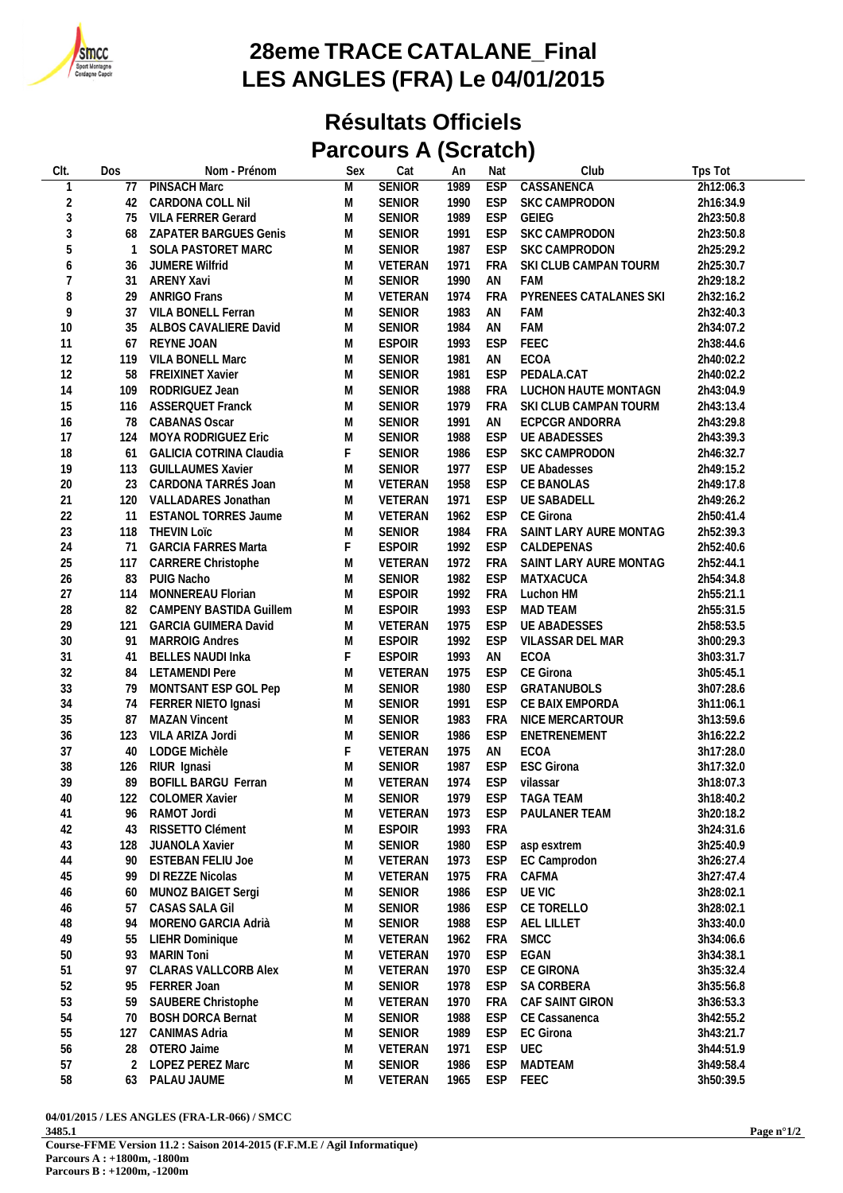# 28eme TRACE CATALANE_Final
# LES ANGLES (FRA) Le 04/01/2015

## Résultats Officiels
## Parcours A (Scratch)

| Clt. | Dos | Nom - Prénom | Sex | Cat | An | Nat | Club | Tps Tot |
|---|---|---|---|---|---|---|---|---|
| 1 | 77 | PINSACH Marc | M | SENIOR | 1989 | ESP | CASSANENCA | 2h12:06.3 |
| 2 | 42 | CARDONA COLL Nil | M | SENIOR | 1990 | ESP | SKC CAMPRODON | 2h16:34.9 |
| 3 | 75 | VILA FERRER Gerard | M | SENIOR | 1989 | ESP | GEIEG | 2h23:50.8 |
| 3 | 68 | ZAPATER BARGUES Genis | M | SENIOR | 1991 | ESP | SKC CAMPRODON | 2h23:50.8 |
| 5 | 1 | SOLA PASTORET MARC | M | SENIOR | 1987 | ESP | SKC CAMPRODON | 2h25:29.2 |
| 6 | 36 | JUMERE Wilfrid | M | VETERAN | 1971 | FRA | SKI CLUB CAMPAN TOURM | 2h25:30.7 |
| 7 | 31 | ARENY Xavi | M | SENIOR | 1990 | AN | FAM | 2h29:18.2 |
| 8 | 29 | ANRIGO Frans | M | VETERAN | 1974 | FRA | PYRENEES CATALANES SKI | 2h32:16.2 |
| 9 | 37 | VILA BONELL Ferran | M | SENIOR | 1983 | AN | FAM | 2h32:40.3 |
| 10 | 35 | ALBOS CAVALIERE David | M | SENIOR | 1984 | AN | FAM | 2h34:07.2 |
| 11 | 67 | REYNE JOAN | M | ESPOIR | 1993 | ESP | FEEC | 2h38:44.6 |
| 12 | 119 | VILA BONELL Marc | M | SENIOR | 1981 | AN | ECOA | 2h40:02.2 |
| 12 | 58 | FREIXINET Xavier | M | SENIOR | 1981 | ESP | PEDALA.CAT | 2h40:02.2 |
| 14 | 109 | RODRIGUEZ Jean | M | SENIOR | 1988 | FRA | LUCHON HAUTE MONTAGN | 2h43:04.9 |
| 15 | 116 | ASSERQUET Franck | M | SENIOR | 1979 | FRA | SKI CLUB CAMPAN TOURM | 2h43:13.4 |
| 16 | 78 | CABANAS Oscar | M | SENIOR | 1991 | AN | ECPCGR ANDORRA | 2h43:29.8 |
| 17 | 124 | MOYA RODRIGUEZ Eric | M | SENIOR | 1988 | ESP | UE ABADESSES | 2h43:39.3 |
| 18 | 61 | GALICIA COTRINA Claudia | F | SENIOR | 1986 | ESP | SKC CAMPRODON | 2h46:32.7 |
| 19 | 113 | GUILLAUMES Xavier | M | SENIOR | 1977 | ESP | UE Abadesses | 2h49:15.2 |
| 20 | 23 | CARDONA TARRÉS Joan | M | VETERAN | 1958 | ESP | CE BANOLAS | 2h49:17.8 |
| 21 | 120 | VALLADARES Jonathan | M | VETERAN | 1971 | ESP | UE SABADELL | 2h49:26.2 |
| 22 | 11 | ESTANOL TORRES Jaume | M | VETERAN | 1962 | ESP | CE Girona | 2h50:41.4 |
| 23 | 118 | THEVIN Loïc | M | SENIOR | 1984 | FRA | SAINT LARY AURE MONTAG | 2h52:39.3 |
| 24 | 71 | GARCIA FARRES Marta | F | ESPOIR | 1992 | ESP | CALDEPENAS | 2h52:40.6 |
| 25 | 117 | CARRERE Christophe | M | VETERAN | 1972 | FRA | SAINT LARY AURE MONTAG | 2h52:44.1 |
| 26 | 83 | PUIG Nacho | M | SENIOR | 1982 | ESP | MATXACUCA | 2h54:34.8 |
| 27 | 114 | MONNEREAU Florian | M | ESPOIR | 1992 | FRA | Luchon HM | 2h55:21.1 |
| 28 | 82 | CAMPENY BASTIDA Guillem | M | ESPOIR | 1993 | ESP | MAD TEAM | 2h55:31.5 |
| 29 | 121 | GARCIA GUIMERA David | M | VETERAN | 1975 | ESP | UE ABADESSES | 2h58:53.5 |
| 30 | 91 | MARROIG Andres | M | ESPOIR | 1992 | ESP | VILASSAR DEL MAR | 3h00:29.3 |
| 31 | 41 | BELLES NAUDI Inka | F | ESPOIR | 1993 | AN | ECOA | 3h03:31.7 |
| 32 | 84 | LETAMENDI Pere | M | VETERAN | 1975 | ESP | CE Girona | 3h05:45.1 |
| 33 | 79 | MONTSANT ESP GOL Pep | M | SENIOR | 1980 | ESP | GRATANUBOLS | 3h07:28.6 |
| 34 | 74 | FERRER NIETO Ignasi | M | SENIOR | 1991 | ESP | CE BAIX EMPORDA | 3h11:06.1 |
| 35 | 87 | MAZAN Vincent | M | SENIOR | 1983 | FRA | NICE MERCARTOUR | 3h13:59.6 |
| 36 | 123 | VILA ARIZA Jordi | M | SENIOR | 1986 | ESP | ENETRENEMENT | 3h16:22.2 |
| 37 | 40 | LODGE Michèle | F | VETERAN | 1975 | AN | ECOA | 3h17:28.0 |
| 38 | 126 | RIUR Ignasi | M | SENIOR | 1987 | ESP | ESC Girona | 3h17:32.0 |
| 39 | 89 | BOFILL BARGU Ferran | M | VETERAN | 1974 | ESP | vilassar | 3h18:07.3 |
| 40 | 122 | COLOMER Xavier | M | SENIOR | 1979 | ESP | TAGA TEAM | 3h18:40.2 |
| 41 | 96 | RAMOT Jordi | M | VETERAN | 1973 | ESP | PAULANER TEAM | 3h20:18.2 |
| 42 | 43 | RISSETTO Clément | M | ESPOIR | 1993 | FRA | | 3h24:31.6 |
| 43 | 128 | JUANOLA Xavier | M | SENIOR | 1980 | ESP | asp esxtrem | 3h25:40.9 |
| 44 | 90 | ESTEBAN FELIU Joe | M | VETERAN | 1973 | ESP | EC Camprodon | 3h26:27.4 |
| 45 | 99 | DI REZZE Nicolas | M | VETERAN | 1975 | FRA | CAFMA | 3h27:47.4 |
| 46 | 60 | MUNOZ BAIGET Sergi | M | SENIOR | 1986 | ESP | UE VIC | 3h28:02.1 |
| 46 | 57 | CASAS SALA Gil | M | SENIOR | 1986 | ESP | CE TORELLO | 3h28:02.1 |
| 48 | 94 | MORENO GARCIA Adrià | M | SENIOR | 1988 | ESP | AEL LILLET | 3h33:40.0 |
| 49 | 55 | LIEHR Dominique | M | VETERAN | 1962 | FRA | SMCC | 3h34:06.6 |
| 50 | 93 | MARIN Toni | M | VETERAN | 1970 | ESP | EGAN | 3h34:38.1 |
| 51 | 97 | CLARAS VALLCORB Alex | M | VETERAN | 1970 | ESP | CE GIRONA | 3h35:32.4 |
| 52 | 95 | FERRER Joan | M | SENIOR | 1978 | ESP | SA CORBERA | 3h35:56.8 |
| 53 | 59 | SAUBERE Christophe | M | VETERAN | 1970 | FRA | CAF SAINT GIRON | 3h36:53.3 |
| 54 | 70 | BOSH DORCA Bernat | M | SENIOR | 1988 | ESP | CE Cassanenca | 3h42:55.2 |
| 55 | 127 | CANIMAS Adria | M | SENIOR | 1989 | ESP | EC Girona | 3h43:21.7 |
| 56 | 28 | OTERO Jaime | M | VETERAN | 1971 | ESP | UEC | 3h44:51.9 |
| 57 | 2 | LOPEZ PEREZ Marc | M | SENIOR | 1986 | ESP | MADTEAM | 3h49:58.4 |
| 58 | 63 | PALAU JAUME | M | VETERAN | 1965 | ESP | FEEC | 3h50:39.5 |

**04/01/2015 / LES ANGLES (FRA-LR-066) / SMCC**

**3485.1**

**Course-FFME Version 11.2 : Saison 2014-2015 (F.F.M.E / Agil Informatique)**
**Parcours A : +1800m, -1800m**
**Parcours B : +1200m, -1200m**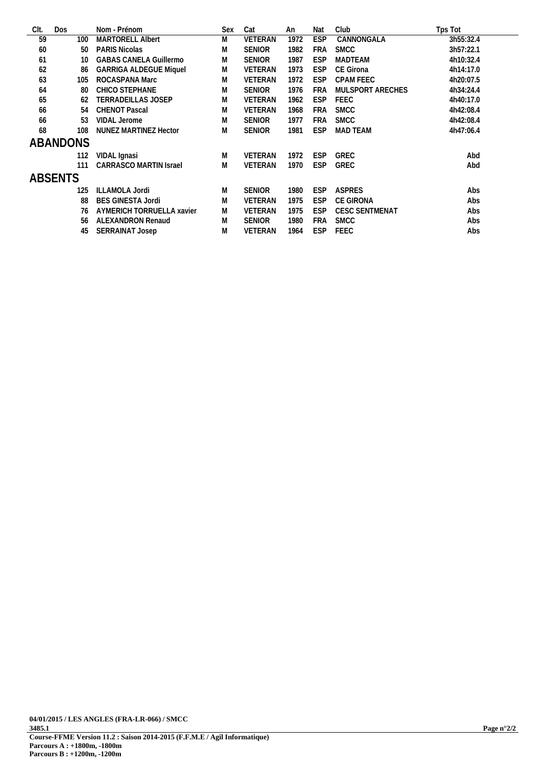| Clt. | Dos | Nom - Prénom | Sex | Cat | An | Nat | Club | Tps Tot |
|---|---|---|---|---|---|---|---|---|
| 59 | 100 | MARTORELL Albert | M | VETERAN | 1972 | ESP | CANNONGALA | 3h55:32.4 |
| 60 | 50 | PARIS Nicolas | M | SENIOR | 1982 | FRA | SMCC | 3h57:22.1 |
| 61 | 10 | GABAS CANELA Guillermo | M | SENIOR | 1987 | ESP | MADTEAM | 4h10:32.4 |
| 62 | 86 | GARRIGA ALDEGUE Miquel | M | VETERAN | 1973 | ESP | CE Girona | 4h14:17.0 |
| 63 | 105 | ROCASPANA Marc | M | VETERAN | 1972 | ESP | CPAM FEEC | 4h20:07.5 |
| 64 | 80 | CHICO STEPHANE | M | SENIOR | 1976 | FRA | MULSPORT ARECHES | 4h34:24.4 |
| 65 | 62 | TERRADEILLAS JOSEP | M | VETERAN | 1962 | ESP | FEEC | 4h40:17.0 |
| 66 | 54 | CHENOT Pascal | M | VETERAN | 1968 | FRA | SMCC | 4h42:08.4 |
| 66 | 53 | VIDAL Jerome | M | SENIOR | 1977 | FRA | SMCC | 4h42:08.4 |
| 68 | 108 | NUNEZ MARTINEZ Hector | M | SENIOR | 1981 | ESP | MAD TEAM | 4h47:06.4 |

## ABANDONS

| Clt. | Dos | Nom - Prénom | Sex | Cat | An | Nat | Club | Tps Tot |
|---|---|---|---|---|---|---|---|---|
| | 112 | VIDAL Ignasi | M | VETERAN | 1972 | ESP | GREC | Abd |
| | 111 | CARRASCO MARTIN Israel | M | VETERAN | 1970 | ESP | GREC | Abd |

## ABSENTS

| Clt. | Dos | Nom - Prénom | Sex | Cat | An | Nat | Club | Tps Tot |
|---|---|---|---|---|---|---|---|---|
| | 125 | ILLAMOLA Jordi | M | SENIOR | 1980 | ESP | ASPRES | Abs |
| | 88 | BES GINESTA Jordi | M | VETERAN | 1975 | ESP | CE GIRONA | Abs |
| | 76 | AYMERICH TORRUELLA xavier | M | VETERAN | 1975 | ESP | CESC SENTMENAT | Abs |
| | 56 | ALEXANDRON Renaud | M | SENIOR | 1980 | FRA | SMCC | Abs |
| | 45 | SERRAINAT Josep | M | VETERAN | 1964 | ESP | FEEC | Abs |

**04/01/2015 / LES ANGLES (FRA-LR-066) / SMCC**
**3485.1**
**Course-FFME Version 11.2 : Saison 2014-2015 (F.F.M.E / Agil Informatique)**
**Parcours A : +1800m, -1800m**
**Parcours B : +1200m, -1200m**